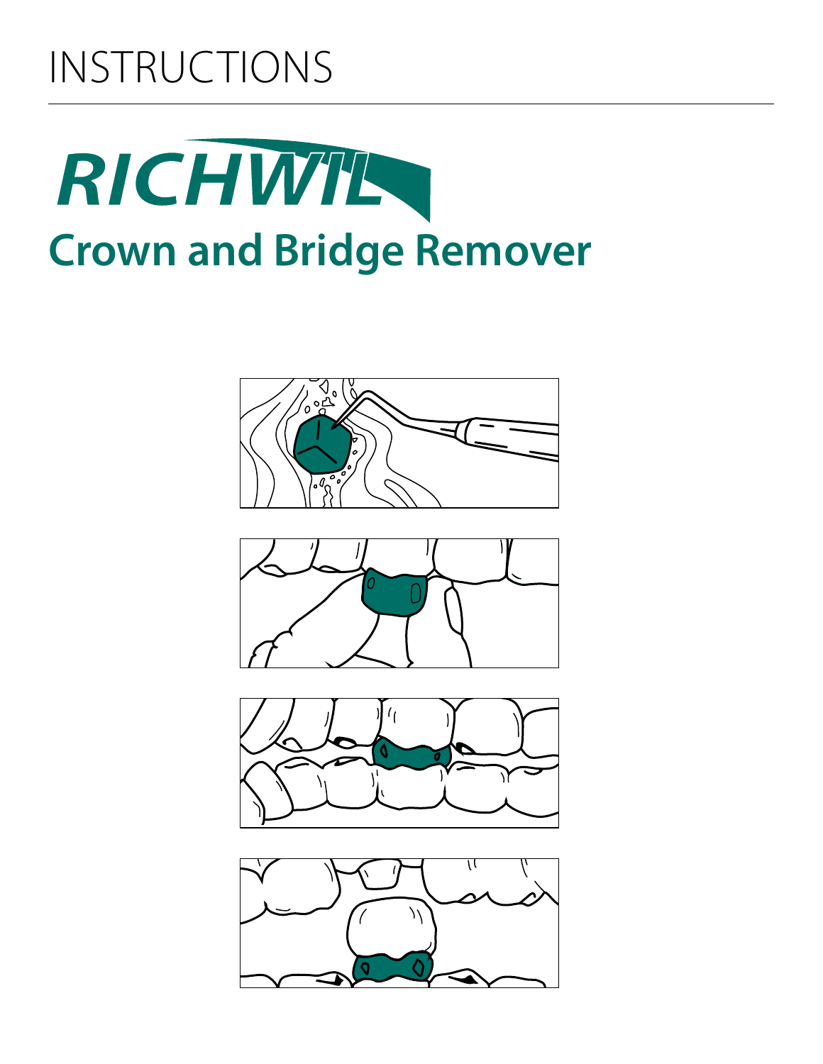# INSTRUCTIONS

RICHWIL

## Crown and Bridge Remover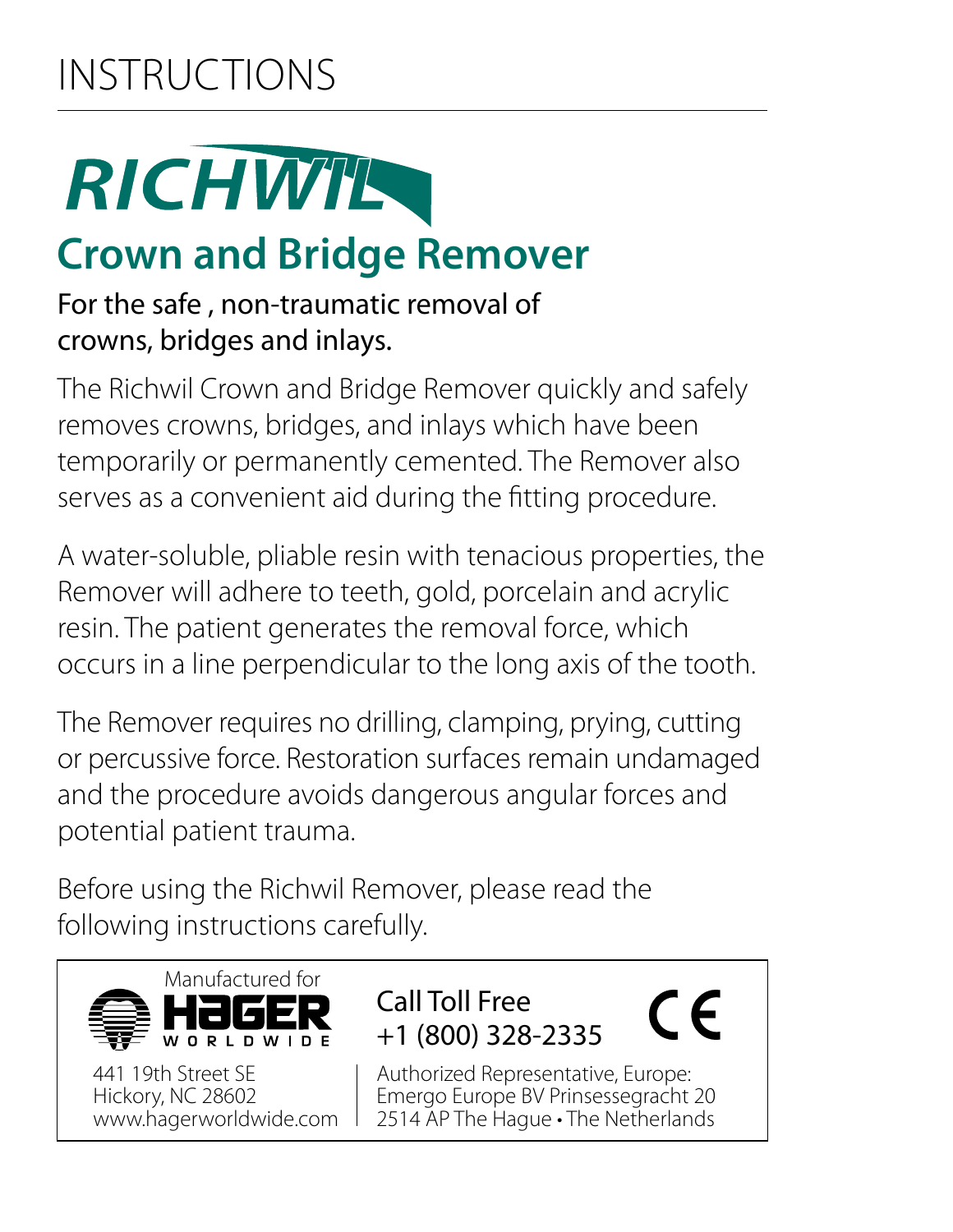# INSTRUCTIONS

## RICHWIL

## Crown and Bridge Remover

For the safe , non-traumatic removal of crowns, bridges and inlays.

The Richwil Crown and Bridge Remover quickly and safely removes crowns, bridges, and inlays which have been temporarily or permanently cemented. The Remover also serves as a convenient aid during the fitting procedure.

A water-soluble, pliable resin with tenacious properties, the Remover will adhere to teeth, gold, porcelain and acrylic resin. The patient generates the removal force, which occurs in a line perpendicular to the long axis of the tooth.

The Remover requires no drilling, clamping, prying, cutting or percussive force. Restoration surfaces remain undamaged and the procedure avoids dangerous angular forces and potential patient trauma.

Before using the Richwil Remover, please read the following instructions carefully.

Manufactured for
HAGER WORLDWIDE
441 19th Street SE
Hickory, NC 28602
www.hagerworldwide.com

Call Toll Free
+1 (800) 328-2335

CE

Authorized Representative, Europe:
Emergo Europe BV Prinsessegracht 20
2514 AP The Hague • The Netherlands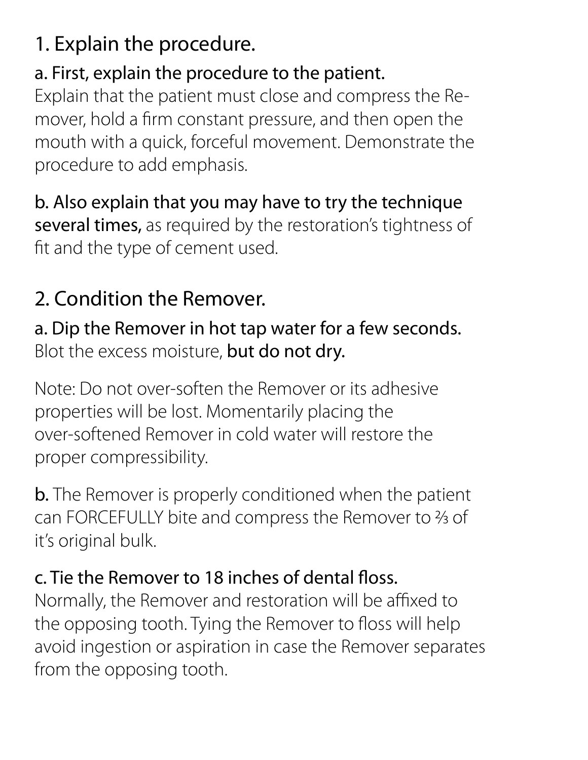## 1. Explain the procedure.

**a. First, explain the procedure to the patient.**
Explain that the patient must close and compress the Remover, hold a firm constant pressure, and then open the mouth with a quick, forceful movement. Demonstrate the procedure to add emphasis.

**b. Also explain that you may have to try the technique several times,** as required by the restoration's tightness of fit and the type of cement used.

## 2. Condition the Remover.

**a. Dip the Remover in hot tap water for a few seconds.**
Blot the excess moisture, **but do not dry.**

Note: Do not over-soften the Remover or its adhesive properties will be lost. Momentarily placing the over-softened Remover in cold water will restore the proper compressibility.

**b.** The Remover is properly conditioned when the patient can FORCEFULLY bite and compress the Remover to ⅔ of it's original bulk.

**c. Tie the Remover to 18 inches of dental floss.**
Normally, the Remover and restoration will be affixed to the opposing tooth. Tying the Remover to floss will help avoid ingestion or aspiration in case the Remover separates from the opposing tooth.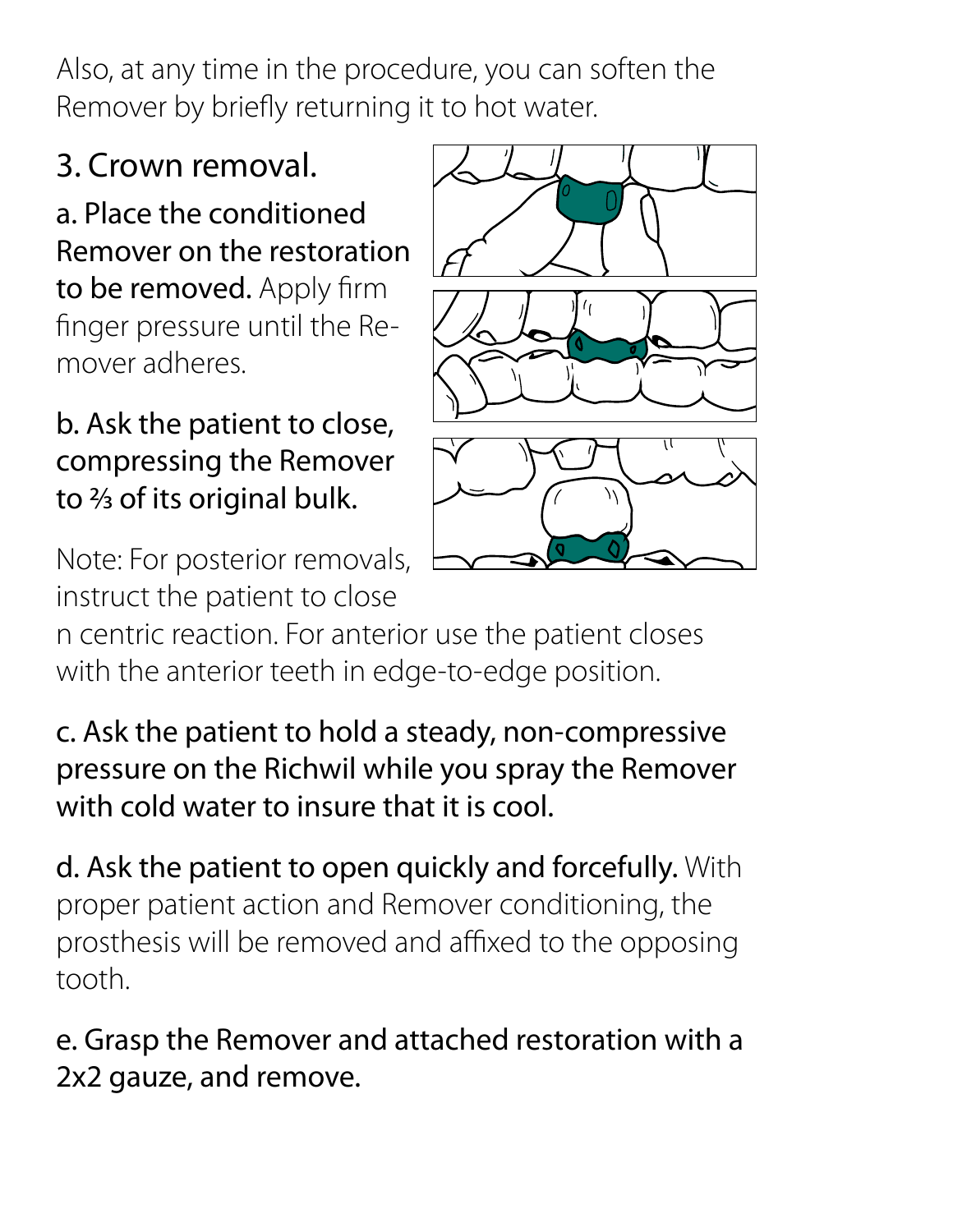Also, at any time in the procedure, you can soften the Remover by briefly returning it to hot water.

## 3. Crown removal.

**a. Place the conditioned Remover on the restoration to be removed.** Apply firm finger pressure until the Remover adheres.

**b. Ask the patient to close, compressing the Remover to ⅔ of its original bulk.**

Note: For posterior removals, instruct the patient to close n centric reaction. For anterior use the patient closes with the anterior teeth in edge-to-edge position.

**c. Ask the patient to hold a steady, non-compressive pressure on the Richwil while you spray the Remover with cold water to insure that it is cool.**

**d. Ask the patient to open quickly and forcefully.** With proper patient action and Remover conditioning, the prosthesis will be removed and affixed to the opposing tooth.

**e. Grasp the Remover and attached restoration with a 2x2 gauze, and remove.**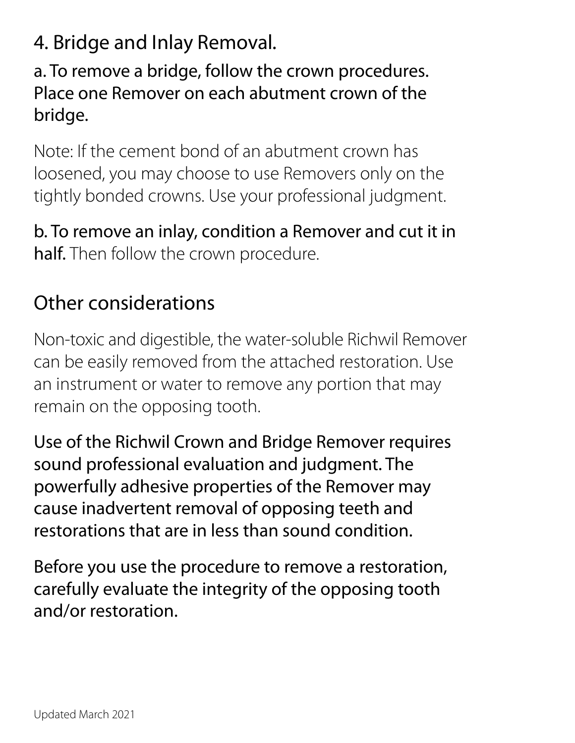## 4. Bridge and Inlay Removal.

**a. To remove a bridge, follow the crown procedures. Place one Remover on each abutment crown of the bridge.**

Note: If the cement bond of an abutment crown has loosened, you may choose to use Removers only on the tightly bonded crowns. Use your professional judgment.

**b. To remove an inlay, condition a Remover and cut it in half.** Then follow the crown procedure.

## Other considerations

Non-toxic and digestible, the water-soluble Richwil Remover can be easily removed from the attached restoration. Use an instrument or water to remove any portion that may remain on the opposing tooth.

**Use of the Richwil Crown and Bridge Remover requires sound professional evaluation and judgment. The powerfully adhesive properties of the Remover may cause inadvertent removal of opposing teeth and restorations that are in less than sound condition.**

**Before you use the procedure to remove a restoration, carefully evaluate the integrity of the opposing tooth and/or restoration.**

Updated March 2021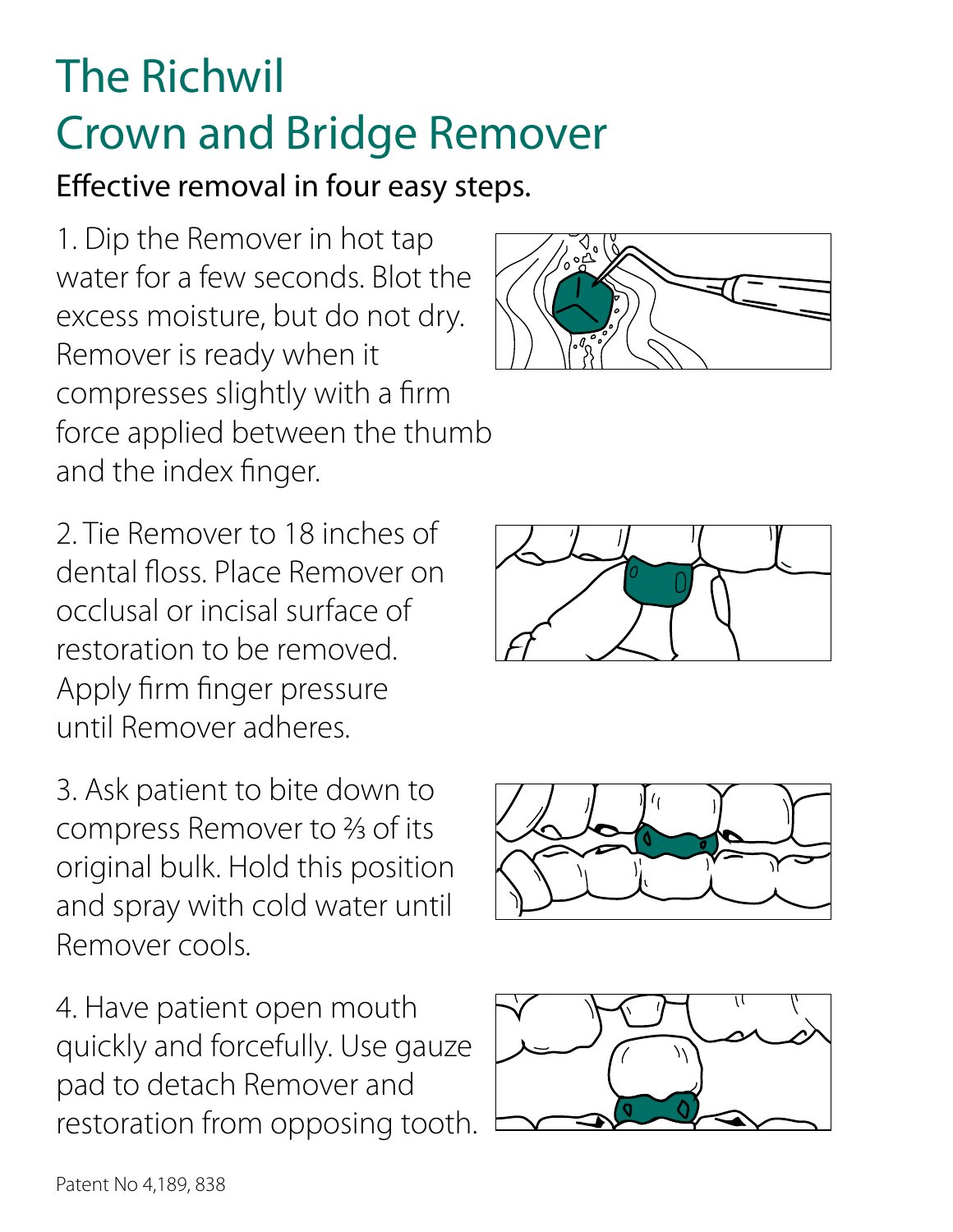# The Richwil Crown and Bridge Remover

Effective removal in four easy steps.

1. Dip the Remover in hot tap water for a few seconds. Blot the excess moisture, but do not dry. Remover is ready when it compresses slightly with a firm force applied between the thumb and the index finger.

2. Tie Remover to 18 inches of dental floss. Place Remover on occlusal or incisal surface of restoration to be removed. Apply firm finger pressure until Remover adheres.

3. Ask patient to bite down to compress Remover to ⅔ of its original bulk. Hold this position and spray with cold water until Remover cools.

4. Have patient open mouth quickly and forcefully. Use gauze pad to detach Remover and restoration from opposing tooth.

Patent No 4,189, 838